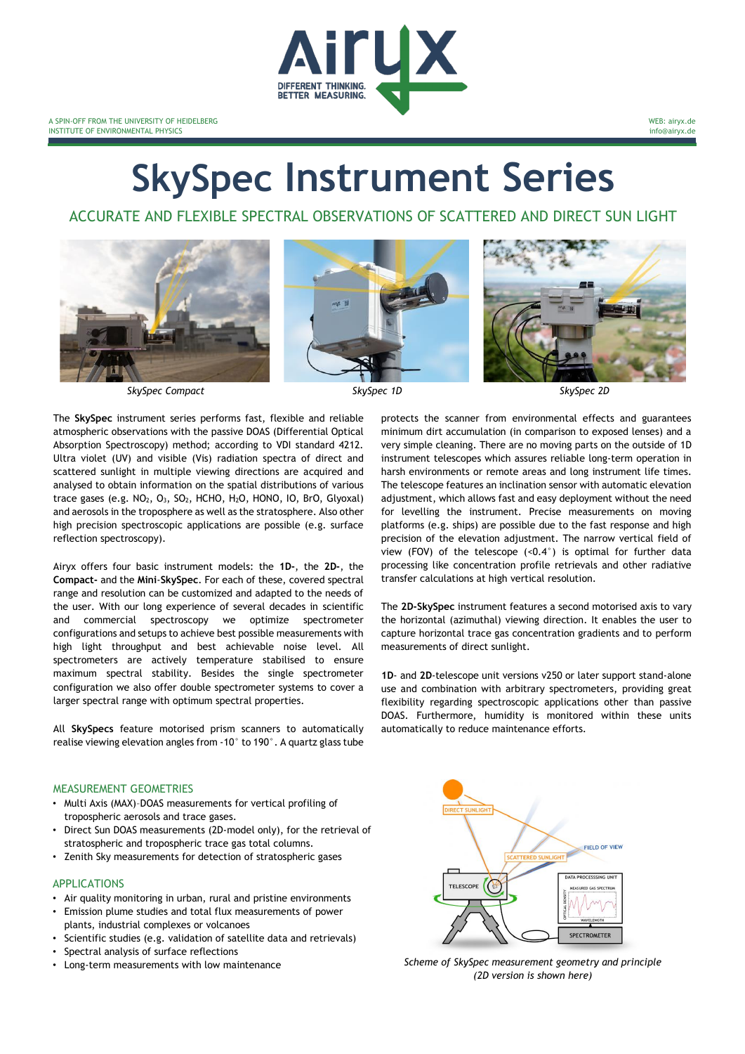A SPIN-OFF FROM THE UNIVERSITY OF HEIDELBERG
INSTITUTE OF ENVIRONMENTAL PHYSICS

WEB: airyx.de
info@airyx.de

# SkySpec Instrument Series

## ACCURATE AND FLEXIBLE SPECTRAL OBSERVATIONS OF SCATTERED AND DIRECT SUN LIGHT

*SkySpec Compact* *SkySpec 1D* *SkySpec 2D*

The **SkySpec** instrument series performs fast, flexible and reliable atmospheric observations with the passive DOAS (Differential Optical Absorption Spectroscopy) method; according to VDI standard 4212. Ultra violet (UV) and visible (Vis) radiation spectra of direct and scattered sunlight in multiple viewing directions are acquired and analysed to obtain information on the spatial distributions of various trace gases (e.g. $NO_2$, $O_3$, $SO_2$, HCHO, $H_2O$, HONO, IO, BrO, Glyoxal) and aerosols in the troposphere as well as the stratosphere. Also other high precision spectroscopic applications are possible (e.g. surface reflection spectroscopy).

Airyx offers four basic instrument models: the **1D-**, the **2D-**, the **Compact-** and the **Mini-SkySpec**. For each of these, covered spectral range and resolution can be customized and adapted to the needs of the user. With our long experience of several decades in scientific and commercial spectroscopy we optimize spectrometer configurations and setups to achieve best possible measurements with high light throughput and best achievable noise level. All spectrometers are actively temperature stabilised to ensure maximum spectral stability. Besides the single spectrometer configuration we also offer double spectrometer systems to cover a larger spectral range with optimum spectral properties.

All **SkySpecs** feature motorised prism scanners to automatically realise viewing elevation angles from -10° to 190°. A quartz glass tube protects the scanner from environmental effects and guarantees minimum dirt accumulation (in comparison to exposed lenses) and a very simple cleaning. There are no moving parts on the outside of 1D instrument telescopes which assures reliable long-term operation in harsh environments or remote areas and long instrument life times. The telescope features an inclination sensor with automatic elevation adjustment, which allows fast and easy deployment without the need for levelling the instrument. Precise measurements on moving platforms (e.g. ships) are possible due to the fast response and high precision of the elevation adjustment. The narrow vertical field of view (FOV) of the telescope (<0.4°) is optimal for further data processing like concentration profile retrievals and other radiative transfer calculations at high vertical resolution.

The **2D-SkySpec** instrument features a second motorised axis to vary the horizontal (azimuthal) viewing direction. It enables the user to capture horizontal trace gas concentration gradients and to perform measurements of direct sunlight.

**1D**- and **2D**-telescope unit versions v250 or later support stand-alone use and combination with arbitrary spectrometers, providing great flexibility regarding spectroscopic applications other than passive DOAS. Furthermore, humidity is monitored within these units automatically to reduce maintenance efforts.

### MEASUREMENT GEOMETRIES

- Multi Axis (MAX)–DOAS measurements for vertical profiling of tropospheric aerosols and trace gases.
- Direct Sun DOAS measurements (2D-model only), for the retrieval of stratospheric and tropospheric trace gas total columns.
- Zenith Sky measurements for detection of stratospheric gases

### APPLICATIONS

- Air quality monitoring in urban, rural and pristine environments
- Emission plume studies and total flux measurements of power plants, industrial complexes or volcanoes
- Scientific studies (e.g. validation of satellite data and retrievals)
- Spectral analysis of surface reflections
- Long-term measurements with low maintenance

*Scheme of SkySpec measurement geometry and principle (2D version is shown here)*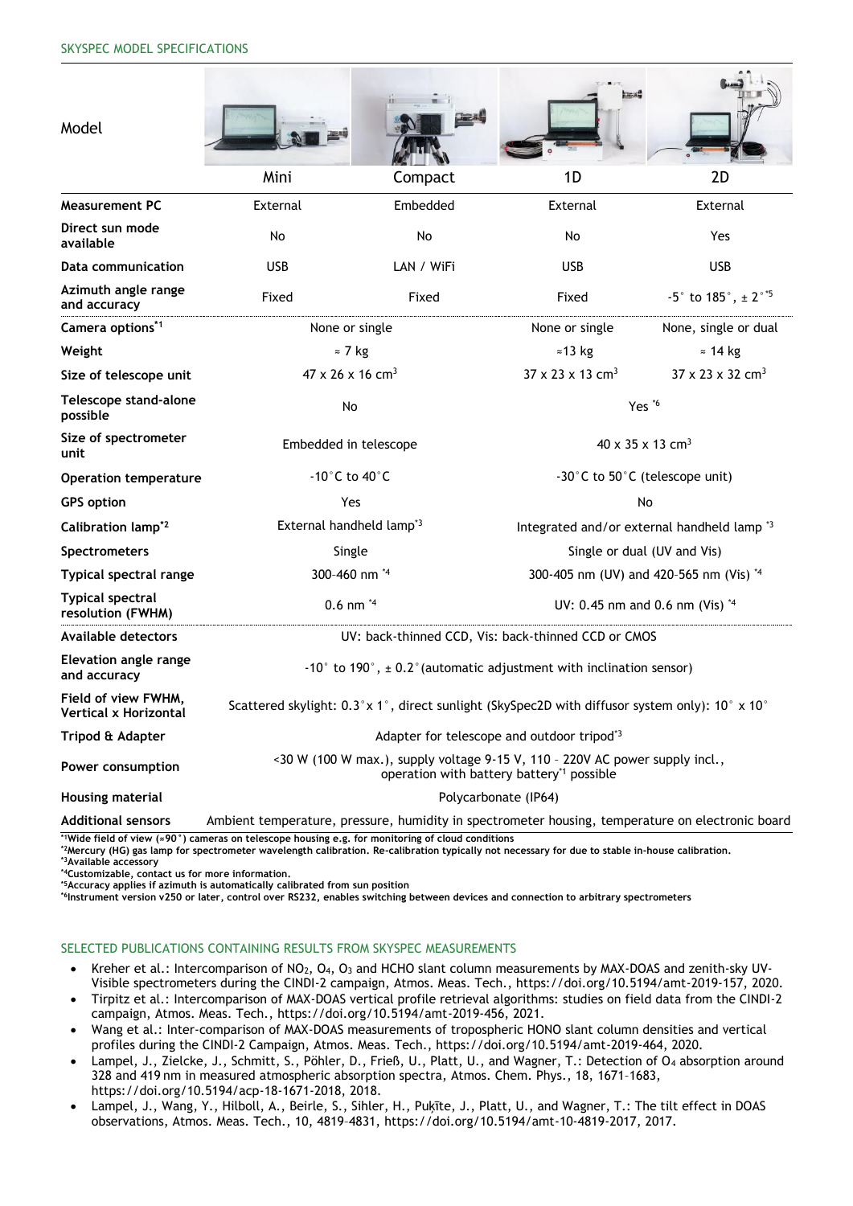## SKYSPEC MODEL SPECIFICATIONS

| Model | Mini | Compact | 1D | 2D |
|---|---|---|---|---|
| **Measurement PC** | External | Embedded | External | External |
| **Direct sun mode available** | No | No | No | Yes |
| **Data communication** | USB | LAN / WiFi | USB | USB |
| **Azimuth angle range and accuracy** | Fixed | Fixed | Fixed | -5° to 185°, ± 2°[*5] |
| **Camera options**[*1] | None or single | | None or single | None, single or dual |
| **Weight** | ≈ 7 kg | | ≈13 kg | ≈ 14 kg |
| **Size of telescope unit** | 47 x 26 x 16 $cm^3$ | | 37 x 23 x 13 $cm^3$ | 37 x 23 x 32 $cm^3$ |
| **Telescope stand-alone possible** | No | | Yes [*6] | |
| **Size of spectrometer unit** | Embedded in telescope | | 40 x 35 x 13 $cm^3$ | |
| **Operation temperature** | -10°C to 40°C | | -30°C to 50°C (telescope unit) | |
| **GPS option** | Yes | | No | |
| **Calibration lamp**[*2] | External handheld lamp[*3] | | Integrated and/or external handheld lamp [*3] | |
| **Spectrometers** | Single | | Single or dual (UV and Vis) | |
| **Typical spectral range** | 300–460 nm [*4] | | 300-405 nm (UV) and 420–565 nm (Vis) [*4] | |
| **Typical spectral resolution (FWHM)** | 0.6 nm [*4] | | UV: 0.45 nm and 0.6 nm (Vis) [*4] | |
| **Available detectors** | UV: back-thinned CCD, Vis: back-thinned CCD or CMOS | | | |
| **Elevation angle range and accuracy** | -10° to 190°, ± 0.2° (automatic adjustment with inclination sensor) | | | |
| **Field of view FWHM, Vertical x Horizontal** | Scattered skylight: 0.3° x 1°, direct sunlight (SkySpec2D with diffusor system only): 10° x 10° | | | |
| **Tripod & Adapter** | Adapter for telescope and outdoor tripod[*3] | | | |
| **Power consumption** | <30 W (100 W max.), supply voltage 9-15 V, 110 – 220V AC power supply incl., operation with battery battery[*1] possible | | | |
| **Housing material** | Polycarbonate (IP64) | | | |
| **Additional sensors** | Ambient temperature, pressure, humidity in spectrometer housing, temperature on electronic board | | | |

[*1] Wide field of view (≈90°) cameras on telescope housing e.g. for monitoring of cloud conditions
[*2] Mercury (HG) gas lamp for spectrometer wavelength calibration. Re-calibration typically not necessary for due to stable in-house calibration.
[*3] Available accessory
[*4] Customizable, contact us for more information.
[*5] Accuracy applies if azimuth is automatically calibrated from sun position
[*6] Instrument version v250 or later, control over RS232, enables switching between devices and connection to arbitrary spectrometers

## SELECTED PUBLICATIONS CONTAINING RESULTS FROM SKYSPEC MEASUREMENTS

- Kreher et al.: Intercomparison of $NO_2$, $O_4$, $O_3$ and HCHO slant column measurements by MAX-DOAS and zenith-sky UV-Visible spectrometers during the CINDI-2 campaign, Atmos. Meas. Tech., https://doi.org/10.5194/amt-2019-157, 2020.
- Tirpitz et al.: Intercomparison of MAX-DOAS vertical profile retrieval algorithms: studies on field data from the CINDI-2 campaign, Atmos. Meas. Tech., https://doi.org/10.5194/amt-2019-456, 2021.
- Wang et al.: Inter-comparison of MAX-DOAS measurements of tropospheric HONO slant column densities and vertical profiles during the CINDI-2 Campaign, Atmos. Meas. Tech., https://doi.org/10.5194/amt-2019-464, 2020.
- Lampel, J., Zielcke, J., Schmitt, S., Pöhler, D., Frieß, U., Platt, U., and Wagner, T.: Detection of $O_4$ absorption around 328 and 419 nm in measured atmospheric absorption spectra, Atmos. Chem. Phys., 18, 1671–1683, https://doi.org/10.5194/acp-18-1671-2018, 2018.
- Lampel, J., Wang, Y., Hilboll, A., Beirle, S., Sihler, H., Puķīte, J., Platt, U., and Wagner, T.: The tilt effect in DOAS observations, Atmos. Meas. Tech., 10, 4819–4831, https://doi.org/10.5194/amt-10-4819-2017, 2017.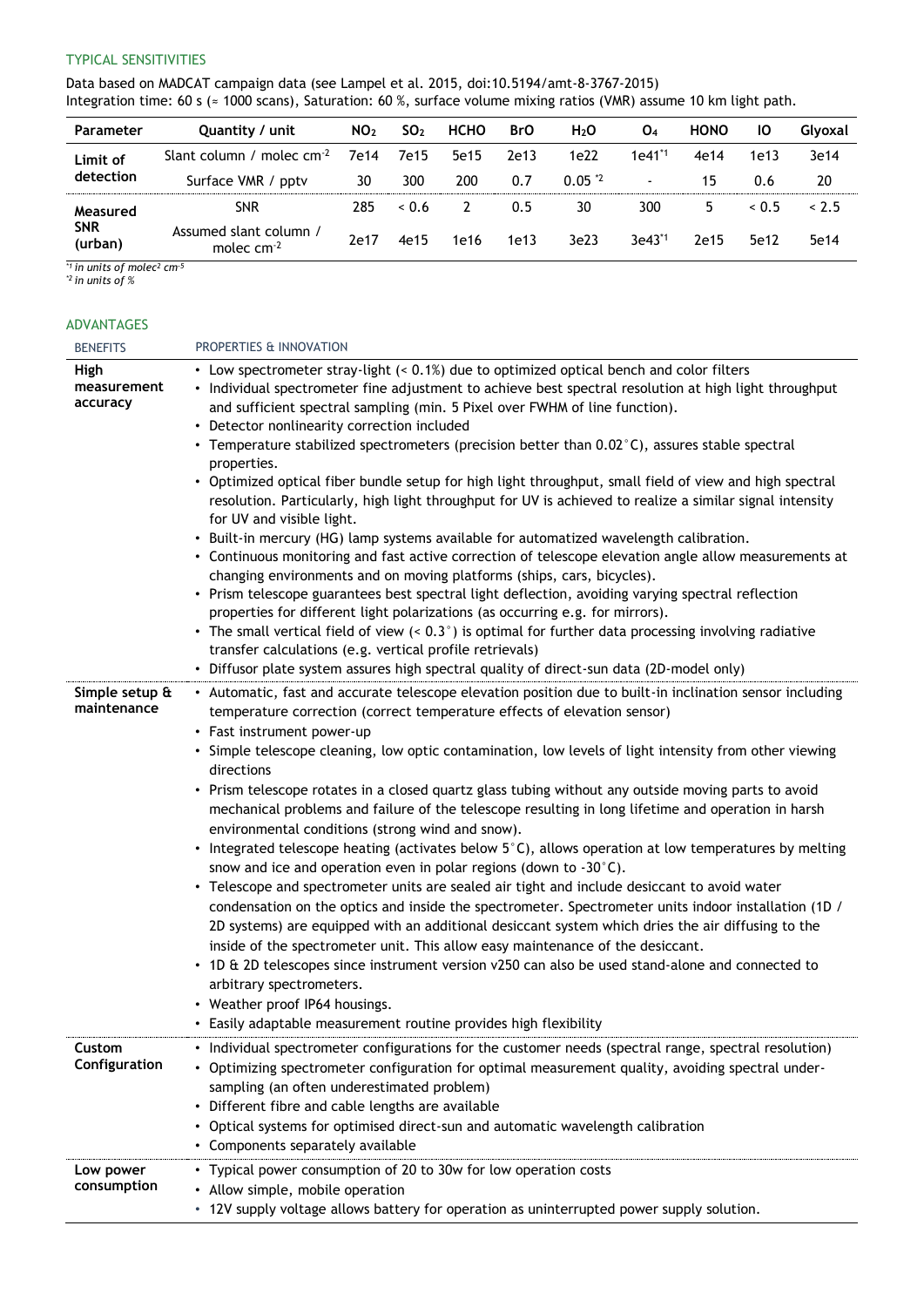## TYPICAL SENSITIVITIES

Data based on MADCAT campaign data (see Lampel et al. 2015, doi:10.5194/amt-8-3767-2015)
Integration time: 60 s (≈ 1000 scans), Saturation: 60 %, surface volume mixing ratios (VMR) assume 10 km light path.

| Parameter | Quantity / unit | $NO_2$ | $SO_2$ | HCHO | BrO | $H_2O$ | $O_4$ | HONO | IO | Glyoxal |
|---|---|---|---|---|---|---|---|---|---|---|
| Limit of detection | Slant column / molec $cm^{-2}$ | 7e14 | 7e15 | 5e15 | 2e13 | 1e22 | 1e41[*1] | 4e14 | 1e13 | 3e14 |
| | Surface VMR / pptv | 30 | 300 | 200 | 0.7 | 0.05 [*2] | - | 15 | 0.6 | 20 |
| Measured SNR (urban) | SNR | 285 | < 0.6 | 2 | 0.5 | 30 | 300 | 5 | < 0.5 | < 2.5 |
| | Assumed slant column / molec $cm^{-2}$ | 2e17 | 4e15 | 1e16 | 1e13 | 3e23 | 3e43[*1] | 2e15 | 5e12 | 5e14 |

*[*1] in units of $molec^2$ $cm^{-5}$*
*[*2] in units of %*

## ADVANTAGES

| BENEFITS | PROPERTIES & INNOVATION |
|---|---|
| **High measurement accuracy** | • Low spectrometer stray-light (< 0.1%) due to optimized optical bench and color filters<br>• Individual spectrometer fine adjustment to achieve best spectral resolution at high light throughput and sufficient spectral sampling (min. 5 Pixel over FWHM of line function).<br>• Detector nonlinearity correction included<br>• Temperature stabilized spectrometers (precision better than 0.02°C), assures stable spectral properties.<br>• Optimized optical fiber bundle setup for high light throughput, small field of view and high spectral resolution. Particularly, high light throughput for UV is achieved to realize a similar signal intensity for UV and visible light.<br>• Built-in mercury (HG) lamp systems available for automatized wavelength calibration.<br>• Continuous monitoring and fast active correction of telescope elevation angle allow measurements at changing environments and on moving platforms (ships, cars, bicycles).<br>• Prism telescope guarantees best spectral light deflection, avoiding varying spectral reflection properties for different light polarizations (as occurring e.g. for mirrors).<br>• The small vertical field of view (< 0.3°) is optimal for further data processing involving radiative transfer calculations (e.g. vertical profile retrievals)<br>• Diffusor plate system assures high spectral quality of direct-sun data (2D-model only) |
| **Simple setup & maintenance** | • Automatic, fast and accurate telescope elevation position due to built-in inclination sensor including temperature correction (correct temperature effects of elevation sensor)<br>• Fast instrument power-up<br>• Simple telescope cleaning, low optic contamination, low levels of light intensity from other viewing directions<br>• Prism telescope rotates in a closed quartz glass tubing without any outside moving parts to avoid mechanical problems and failure of the telescope resulting in long lifetime and operation in harsh environmental conditions (strong wind and snow).<br>• Integrated telescope heating (activates below 5°C), allows operation at low temperatures by melting snow and ice and operation even in polar regions (down to -30°C).<br>• Telescope and spectrometer units are sealed air tight and include desiccant to avoid water condensation on the optics and inside the spectrometer. Spectrometer units indoor installation (1D / 2D systems) are equipped with an additional desiccant system which dries the air diffusing to the inside of the spectrometer unit. This allow easy maintenance of the desiccant.<br>• 1D & 2D telescopes since instrument version v250 can also be used stand-alone and connected to arbitrary spectrometers.<br>• Weather proof IP64 housings.<br>• Easily adaptable measurement routine provides high flexibility |
| **Custom Configuration** | • Individual spectrometer configurations for the customer needs (spectral range, spectral resolution)<br>• Optimizing spectrometer configuration for optimal measurement quality, avoiding spectral under-sampling (an often underestimated problem)<br>• Different fibre and cable lengths are available<br>• Optical systems for optimised direct-sun and automatic wavelength calibration<br>• Components separately available |
| **Low power consumption** | • Typical power consumption of 20 to 30w for low operation costs<br>• Allow simple, mobile operation<br>• 12V supply voltage allows battery for operation as uninterrupted power supply solution. |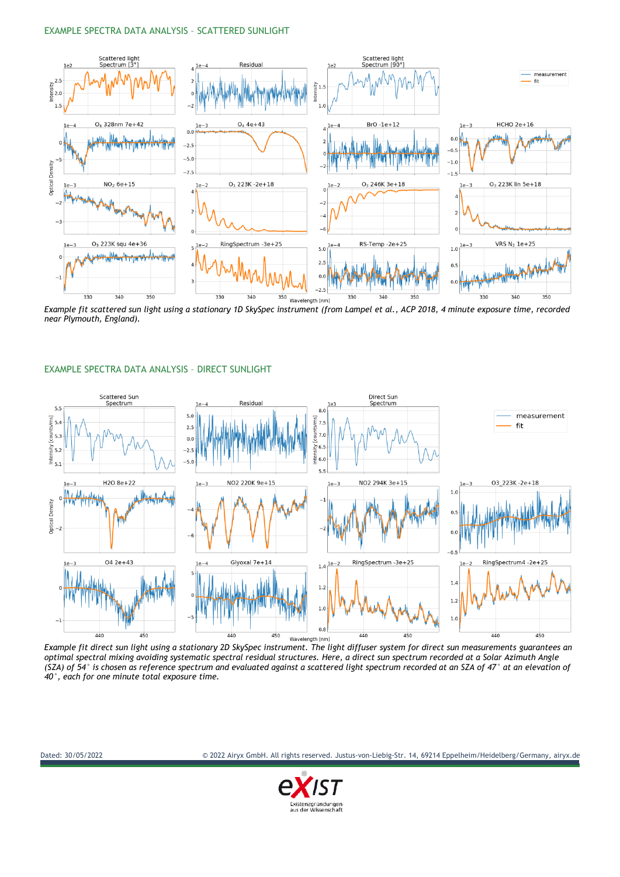## EXAMPLE SPECTRA DATA ANALYSIS – SCATTERED SUNLIGHT

Scattered light Spectrum [3°]

Residual

Scattered light Spectrum [90°]

measurement

fit

$O_4$ 328nm 7e+42

$O_4$ 4e+43

BrO -1e+12

HCHO 2e+16

$NO_2$ 6e+15

$O_3$ 223K -2e+18

$O_3$ 246K 3e+18

$O_3$ 223K lin 5e+18

$O_3$ 223K squ 4e+36

RingSpectrum -3e+25

RS-Temp -2e+25

VRS $N_2$ 1e+25

Intensity

Optical Density

Wavelength [nm]

*Example fit scattered sun light using a stationary 1D SkySpec instrument (from Lampel et al., ACP 2018, 4 minute exposure time, recorded near Plymouth, England).*

## EXAMPLE SPECTRA DATA ANALYSIS – DIRECT SUNLIGHT

Scattered Sun Spectrum

Residual

Direct Sun Spectrum

measurement

fit

H2O 8e+22

NO2 220K 9e+15

NO2 294K 3e+15

O3_223K -2e+18

O4 2e+43

Glyoxal 7e+14

RingSpectrum -3e+25

RingSpectrum4 -2e+25

Intensity [counts/ms]

Optical Density

Wavelength [nm]

*Example fit direct sun light using a stationary 2D SkySpec instrument. The light diffuser system for direct sun measurements guarantees an optimal spectral mixing avoiding systematic spectral residual structures. Here, a direct sun spectrum recorded at a Solar Azimuth Angle (SZA) of 54° is chosen as reference spectrum and evaluated against a scattered light spectrum recorded at an SZA of 47° at an elevation of 40°, each for one minute total exposure time.*

Dated: 30/05/2022

© 2022 Airyx GmbH. All rights reserved. Justus-von-Liebig-Str. 14, 69214 Eppelheim/Heidelberg/Germany, airyx.de

eXIST Existenzgründungen aus der Wissenschaft